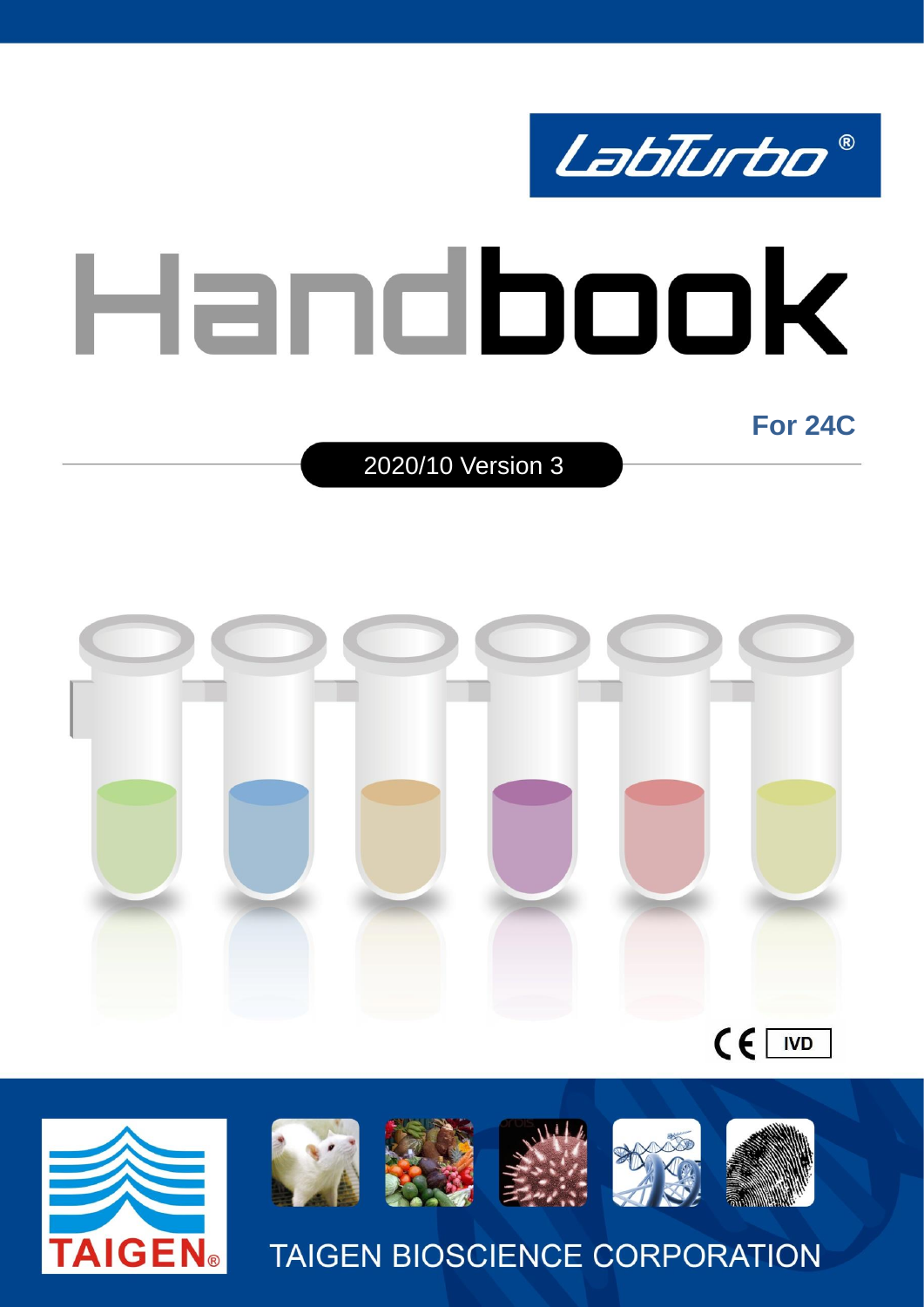LabTurbo®

# Handbook

**For 24C**

2020/10 Version 3

CE IVD

TAIGEN®

TAIGEN BIOSCIENCE CORPORATION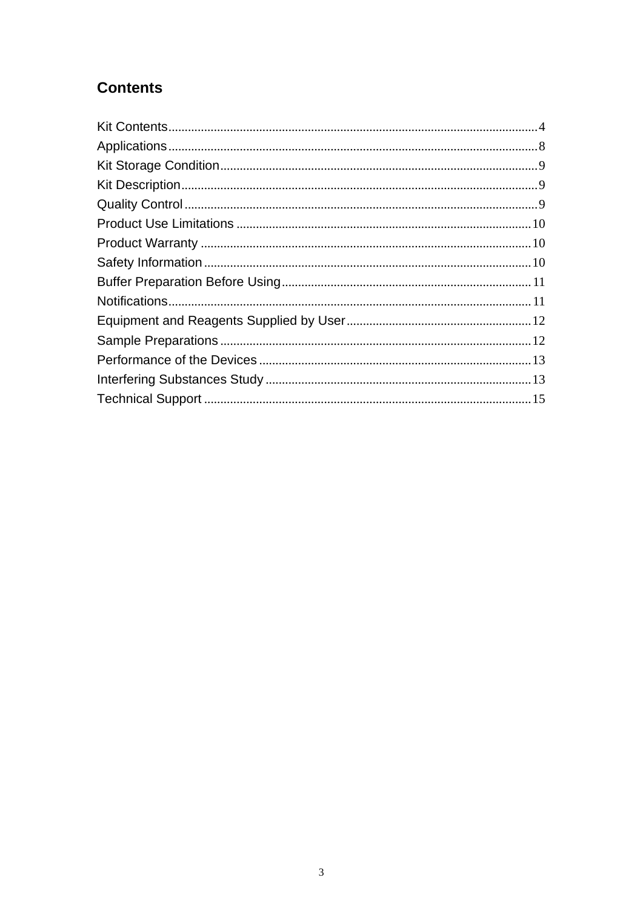## Contents

| | |
|---|---|
| Kit Contents | 4 |
| Applications | 8 |
| Kit Storage Condition | 9 |
| Kit Description | 9 |
| Quality Control | 9 |
| Product Use Limitations | 10 |
| Product Warranty | 10 |
| Safety Information | 10 |
| Buffer Preparation Before Using | 11 |
| Notifications | 11 |
| Equipment and Reagents Supplied by User | 12 |
| Sample Preparations | 12 |
| Performance of the Devices | 13 |
| Interfering Substances Study | 13 |
| Technical Support | 15 |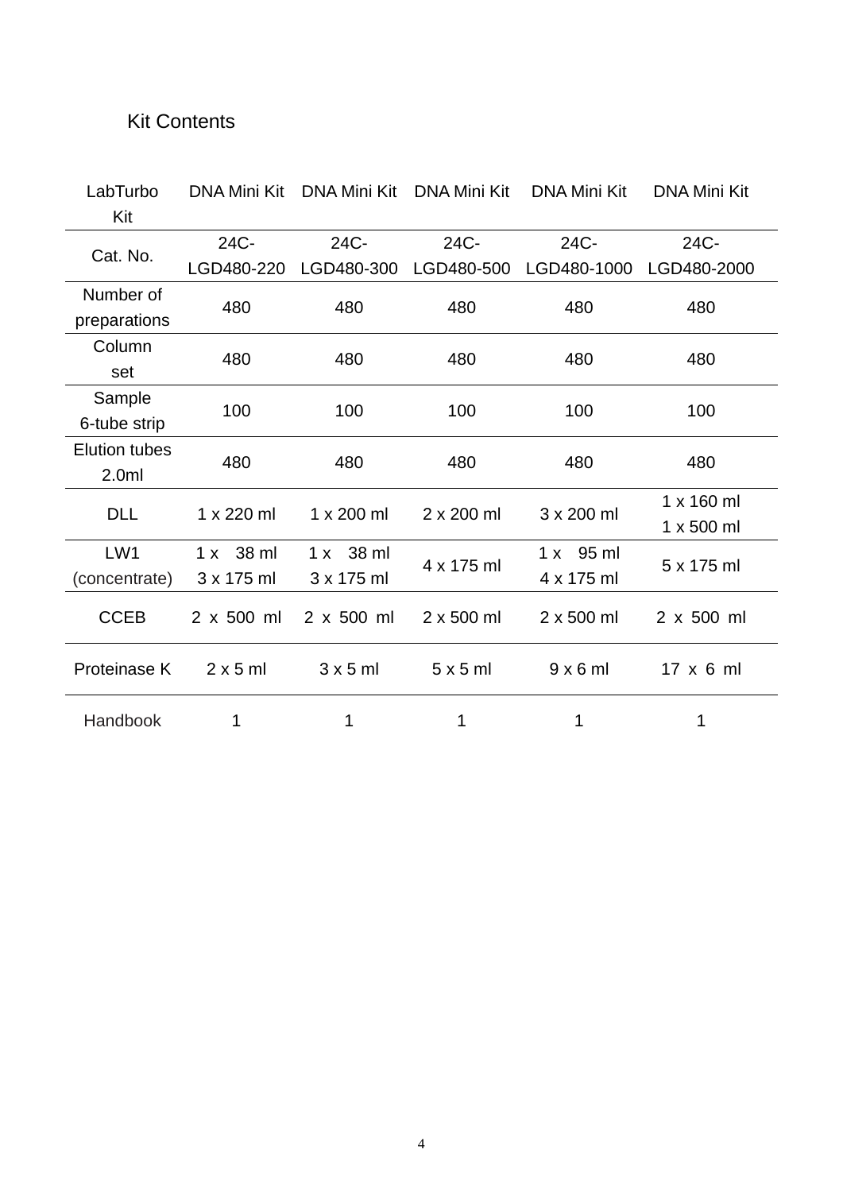## Kit Contents

| LabTurbo Kit | DNA Mini Kit | DNA Mini Kit | DNA Mini Kit | DNA Mini Kit | DNA Mini Kit |
|---|---|---|---|---|---|
| Cat. No. | 24C-LGD480-220 | 24C-LGD480-300 | 24C-LGD480-500 | 24C-LGD480-1000 | 24C-LGD480-2000 |
| Number of preparations | 480 | 480 | 480 | 480 | 480 |
| Column set | 480 | 480 | 480 | 480 | 480 |
| Sample 6-tube strip | 100 | 100 | 100 | 100 | 100 |
| Elution tubes 2.0ml | 480 | 480 | 480 | 480 | 480 |
| DLL | 1 x 220 ml | 1 x 200 ml | 2 x 200 ml | 3 x 200 ml | 1 x 160 ml<br>1 x 500 ml |
| LW1 (concentrate) | 1 x 38 ml<br>3 x 175 ml | 1 x 38 ml<br>3 x 175 ml | 4 x 175 ml | 1 x 95 ml<br>4 x 175 ml | 5 x 175 ml |
| CCEB | 2 x 500 ml | 2 x 500 ml | 2 x 500 ml | 2 x 500 ml | 2 x 500 ml |
| Proteinase K | 2 x 5 ml | 3 x 5 ml | 5 x 5 ml | 9 x 6 ml | 17 x 6 ml |
| Handbook | 1 | 1 | 1 | 1 | 1 |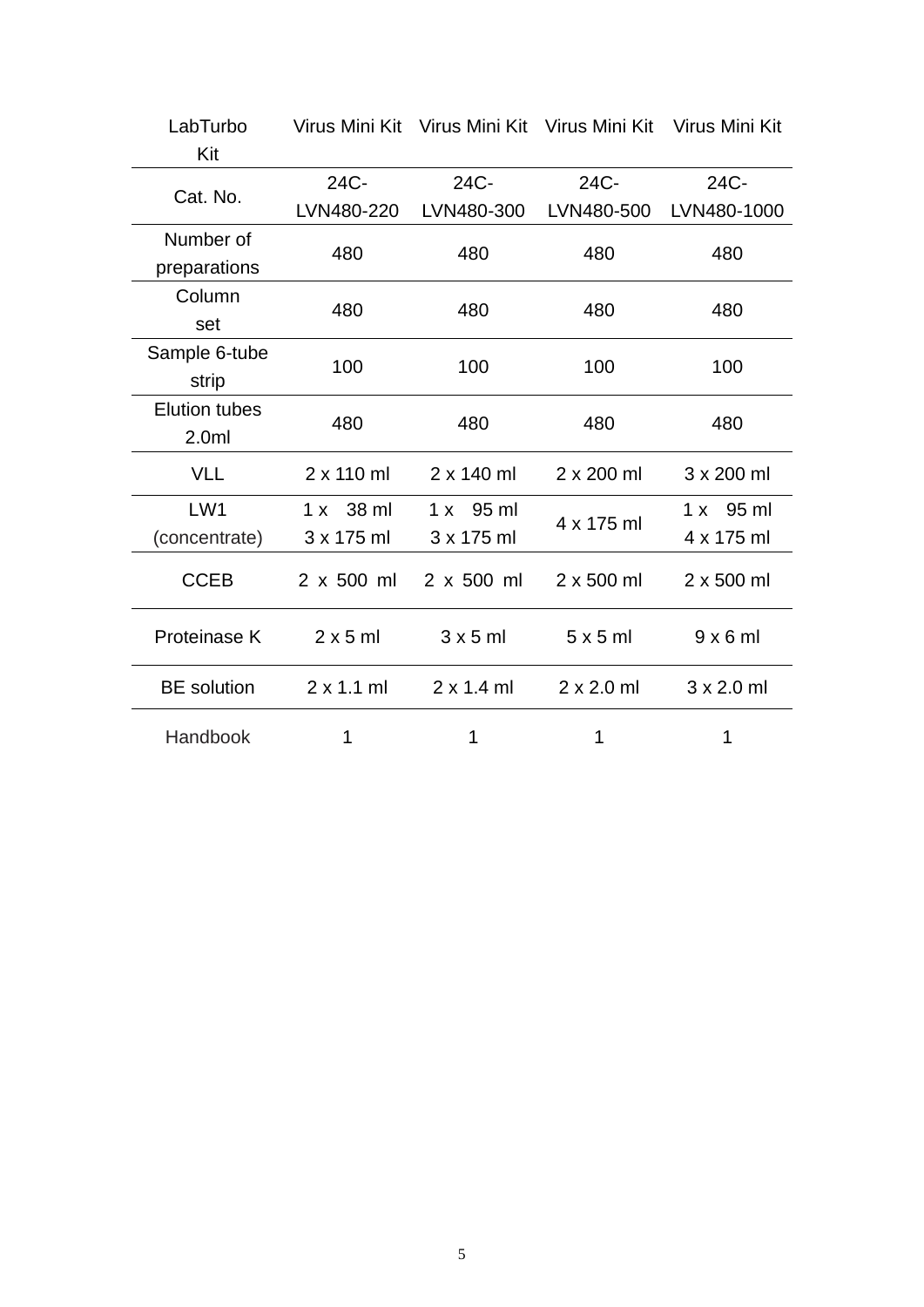| LabTurbo Kit | Virus Mini Kit | Virus Mini Kit | Virus Mini Kit | Virus Mini Kit |
|---|---|---|---|---|
| Cat. No. | 24C-LVN480-220 | 24C-LVN480-300 | 24C-LVN480-500 | 24C-LVN480-1000 |
| Number of preparations | 480 | 480 | 480 | 480 |
| Column set | 480 | 480 | 480 | 480 |
| Sample 6-tube strip | 100 | 100 | 100 | 100 |
| Elution tubes 2.0ml | 480 | 480 | 480 | 480 |
| VLL | 2 x 110 ml | 2 x 140 ml | 2 x 200 ml | 3 x 200 ml |
| LW1 (concentrate) | 1 x 38 ml<br>3 x 175 ml | 1 x 95 ml<br>3 x 175 ml | 4 x 175 ml | 1 x 95 ml<br>4 x 175 ml |
| CCEB | 2 x 500 ml | 2 x 500 ml | 2 x 500 ml | 2 x 500 ml |
| Proteinase K | 2 x 5 ml | 3 x 5 ml | 5 x 5 ml | 9 x 6 ml |
| BE solution | 2 x 1.1 ml | 2 x 1.4 ml | 2 x 2.0 ml | 3 x 2.0 ml |
| Handbook | 1 | 1 | 1 | 1 |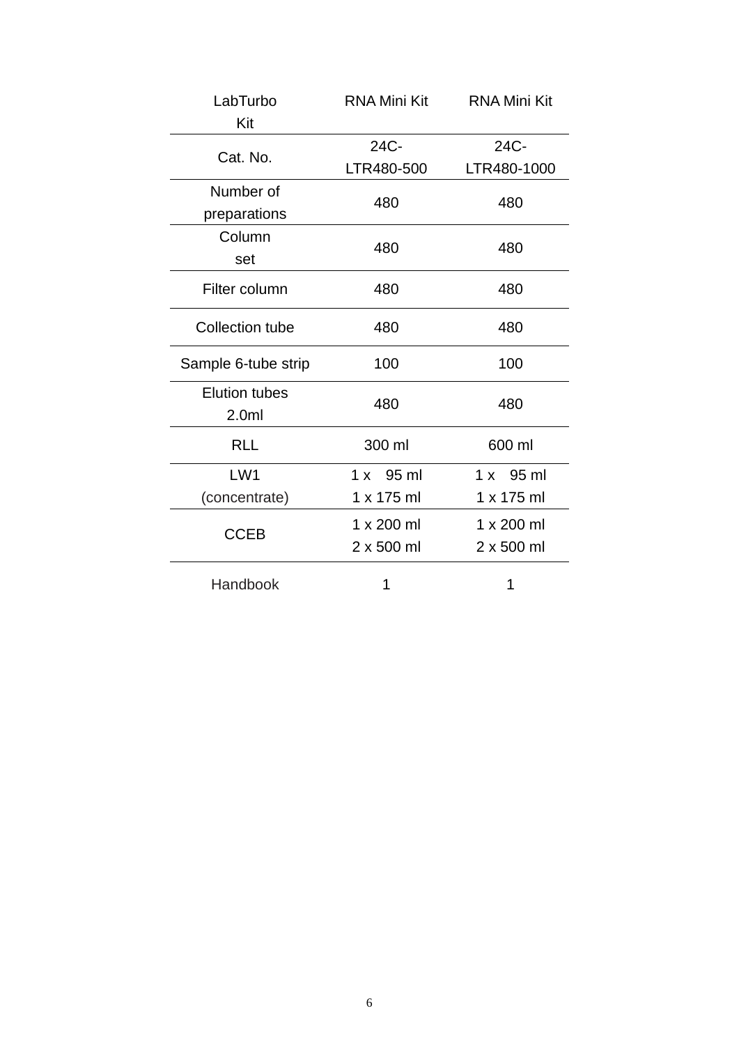| LabTurbo Kit | RNA Mini Kit | RNA Mini Kit |
|---|---|---|
| Cat. No. | 24C-LTR480-500 | 24C-LTR480-1000 |
| Number of preparations | 480 | 480 |
| Column set | 480 | 480 |
| Filter column | 480 | 480 |
| Collection tube | 480 | 480 |
| Sample 6-tube strip | 100 | 100 |
| Elution tubes 2.0ml | 480 | 480 |
| RLL | 300 ml | 600 ml |
| LW1 (concentrate) | 1 x 95 ml<br>1 x 175 ml | 1 x 95 ml<br>1 x 175 ml |
| CCEB | 1 x 200 ml<br>2 x 500 ml | 1 x 200 ml<br>2 x 500 ml |
| Handbook | 1 | 1 |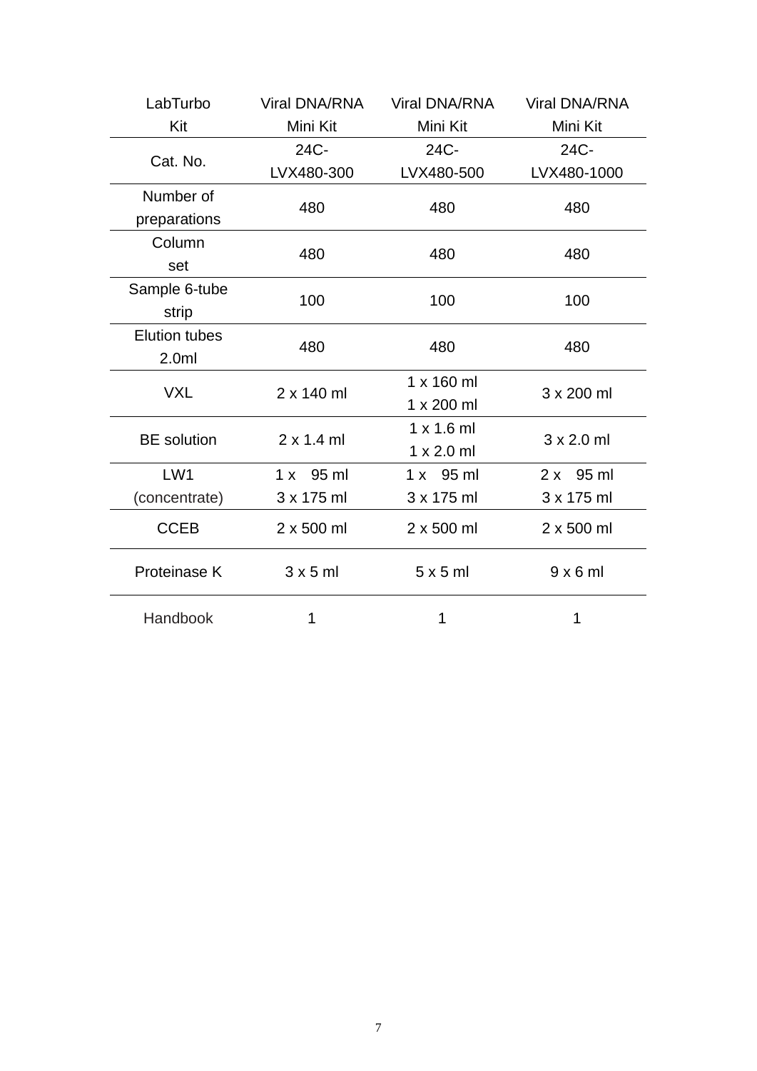| LabTurbo Kit | Viral DNA/RNA Mini Kit | Viral DNA/RNA Mini Kit | Viral DNA/RNA Mini Kit |
|---|---|---|---|
| Cat. No. | 24C-LVX480-300 | 24C-LVX480-500 | 24C-LVX480-1000 |
| Number of preparations | 480 | 480 | 480 |
| Column set | 480 | 480 | 480 |
| Sample 6-tube strip | 100 | 100 | 100 |
| Elution tubes 2.0ml | 480 | 480 | 480 |
| VXL | 2 x 140 ml | 1 x 160 ml<br>1 x 200 ml | 3 x 200 ml |
| BE solution | 2 x 1.4 ml | 1 x 1.6 ml<br>1 x 2.0 ml | 3 x 2.0 ml |
| LW1 (concentrate) | 1 x 95 ml<br>3 x 175 ml | 1 x 95 ml<br>3 x 175 ml | 2 x 95 ml<br>3 x 175 ml |
| CCEB | 2 x 500 ml | 2 x 500 ml | 2 x 500 ml |
| Proteinase K | 3 x 5 ml | 5 x 5 ml | 9 x 6 ml |
| Handbook | 1 | 1 | 1 |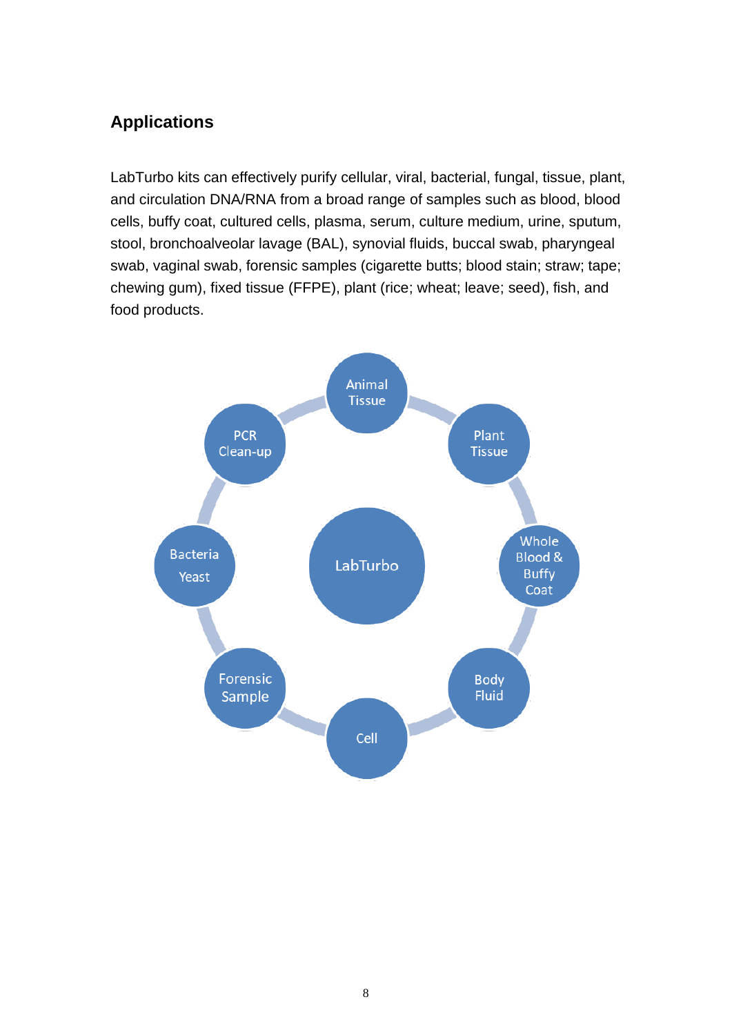## Applications

LabTurbo kits can effectively purify cellular, viral, bacterial, fungal, tissue, plant, and circulation DNA/RNA from a broad range of samples such as blood, blood cells, buffy coat, cultured cells, plasma, serum, culture medium, urine, sputum, stool, bronchoalveolar lavage (BAL), synovial fluids, buccal swab, pharyngeal swab, vaginal swab, forensic samples (cigarette butts; blood stain; straw; tape; chewing gum), fixed tissue (FFPE), plant (rice; wheat; leave; seed), fish, and food products.

LabTurbo

Animal Tissue

Plant Tissue

Whole Blood & Buffy Coat

Body Fluid

Cell

Forensic Sample

Bacteria Yeast

PCR Clean-up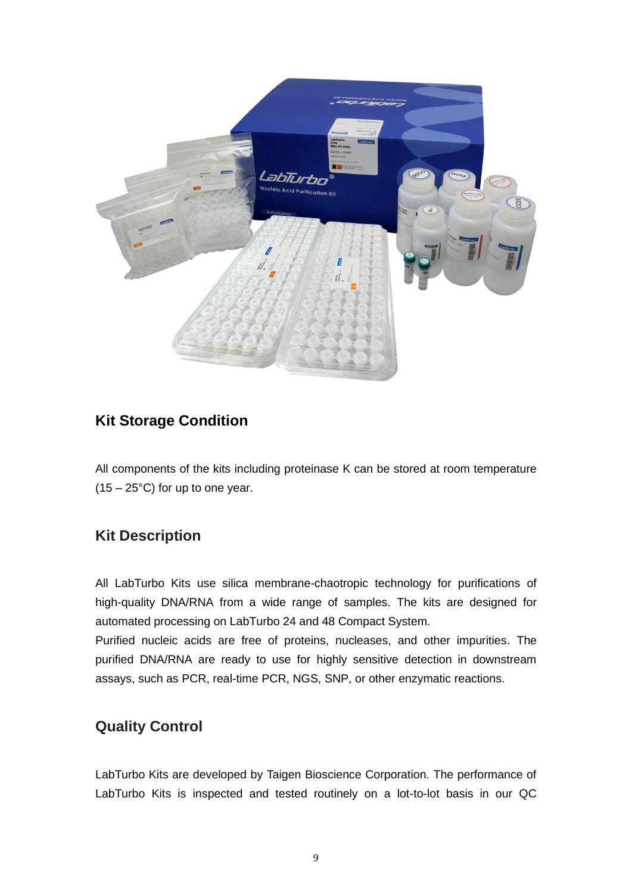## Kit Storage Condition

All components of the kits including proteinase K can be stored at room temperature (15 – 25°C) for up to one year.

## Kit Description

All LabTurbo Kits use silica membrane-chaotropic technology for purifications of high-quality DNA/RNA from a wide range of samples. The kits are designed for automated processing on LabTurbo 24 and 48 Compact System.

Purified nucleic acids are free of proteins, nucleases, and other impurities. The purified DNA/RNA are ready to use for highly sensitive detection in downstream assays, such as PCR, real-time PCR, NGS, SNP, or other enzymatic reactions.

## Quality Control

LabTurbo Kits are developed by Taigen Bioscience Corporation. The performance of LabTurbo Kits is inspected and tested routinely on a lot-to-lot basis in our QC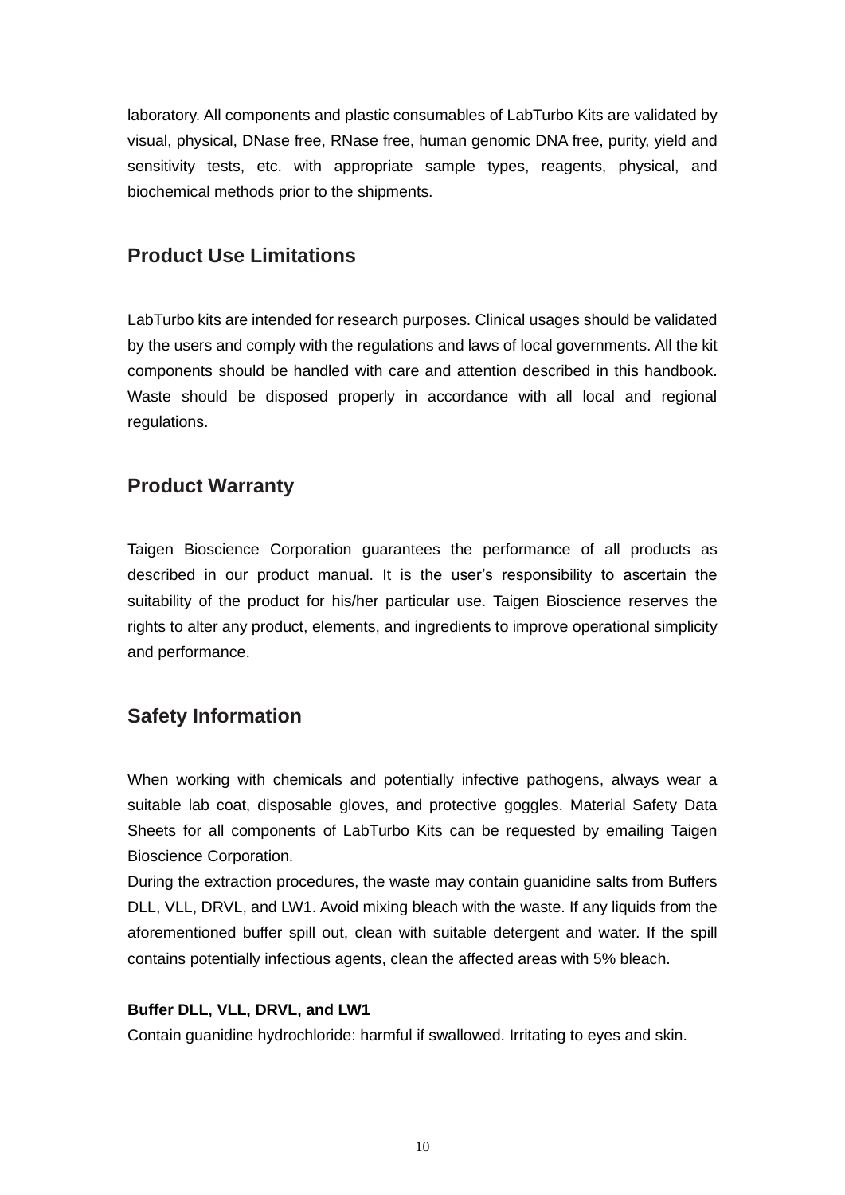laboratory. All components and plastic consumables of LabTurbo Kits are validated by visual, physical, DNase free, RNase free, human genomic DNA free, purity, yield and sensitivity tests, etc. with appropriate sample types, reagents, physical, and biochemical methods prior to the shipments.

## Product Use Limitations

LabTurbo kits are intended for research purposes. Clinical usages should be validated by the users and comply with the regulations and laws of local governments. All the kit components should be handled with care and attention described in this handbook. Waste should be disposed properly in accordance with all local and regional regulations.

## Product Warranty

Taigen Bioscience Corporation guarantees the performance of all products as described in our product manual. It is the user's responsibility to ascertain the suitability of the product for his/her particular use. Taigen Bioscience reserves the rights to alter any product, elements, and ingredients to improve operational simplicity and performance.

## Safety Information

When working with chemicals and potentially infective pathogens, always wear a suitable lab coat, disposable gloves, and protective goggles. Material Safety Data Sheets for all components of LabTurbo Kits can be requested by emailing Taigen Bioscience Corporation.

During the extraction procedures, the waste may contain guanidine salts from Buffers DLL, VLL, DRVL, and LW1. Avoid mixing bleach with the waste. If any liquids from the aforementioned buffer spill out, clean with suitable detergent and water. If the spill contains potentially infectious agents, clean the affected areas with 5% bleach.

**Buffer DLL, VLL, DRVL, and LW1**

Contain guanidine hydrochloride: harmful if swallowed. Irritating to eyes and skin.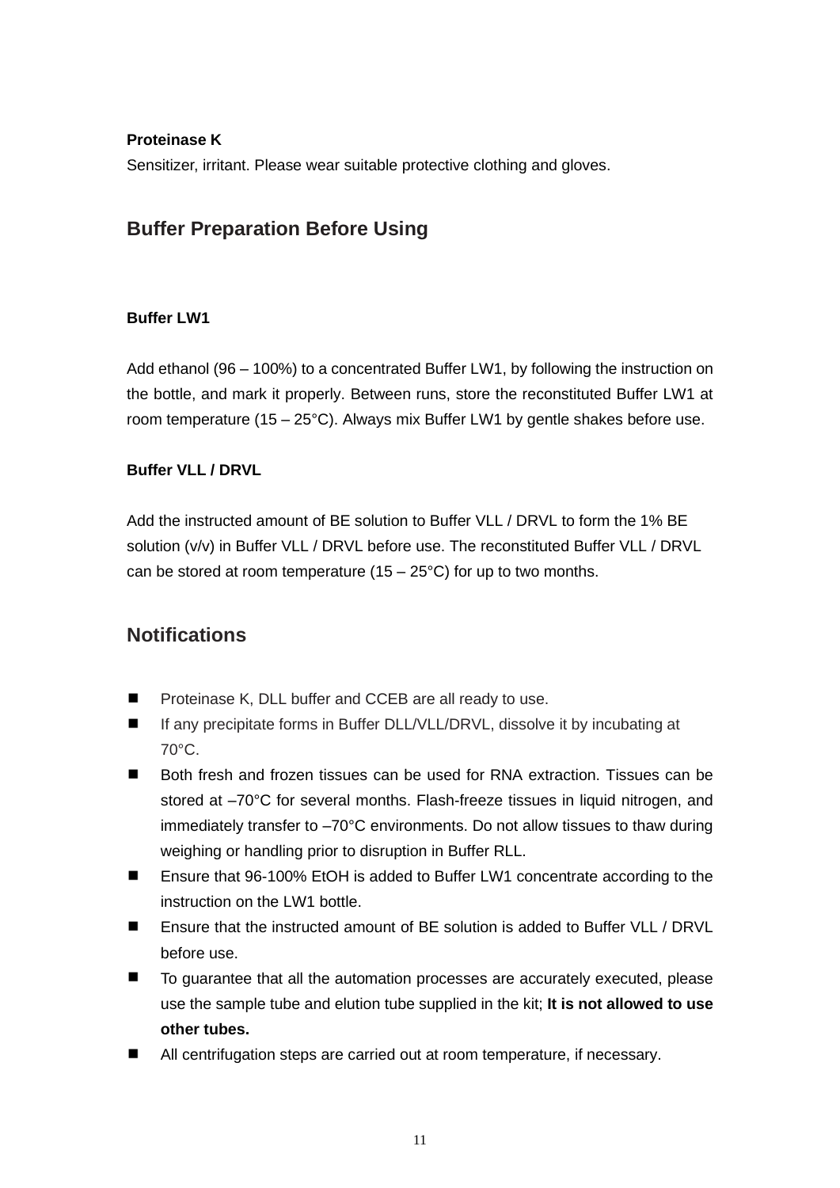**Proteinase K**

Sensitizer, irritant. Please wear suitable protective clothing and gloves.

## Buffer Preparation Before Using

**Buffer LW1**

Add ethanol (96 – 100%) to a concentrated Buffer LW1, by following the instruction on the bottle, and mark it properly. Between runs, store the reconstituted Buffer LW1 at room temperature (15 – 25°C). Always mix Buffer LW1 by gentle shakes before use.

**Buffer VLL / DRVL**

Add the instructed amount of BE solution to Buffer VLL / DRVL to form the 1% BE solution (v/v) in Buffer VLL / DRVL before use. The reconstituted Buffer VLL / DRVL can be stored at room temperature (15 – 25°C) for up to two months.

## Notifications

- Proteinase K, DLL buffer and CCEB are all ready to use.
- If any precipitate forms in Buffer DLL/VLL/DRVL, dissolve it by incubating at 70°C.
- Both fresh and frozen tissues can be used for RNA extraction. Tissues can be stored at –70°C for several months. Flash-freeze tissues in liquid nitrogen, and immediately transfer to –70°C environments. Do not allow tissues to thaw during weighing or handling prior to disruption in Buffer RLL.
- Ensure that 96-100% EtOH is added to Buffer LW1 concentrate according to the instruction on the LW1 bottle.
- Ensure that the instructed amount of BE solution is added to Buffer VLL / DRVL before use.
- To guarantee that all the automation processes are accurately executed, please use the sample tube and elution tube supplied in the kit; **It is not allowed to use other tubes.**
- All centrifugation steps are carried out at room temperature, if necessary.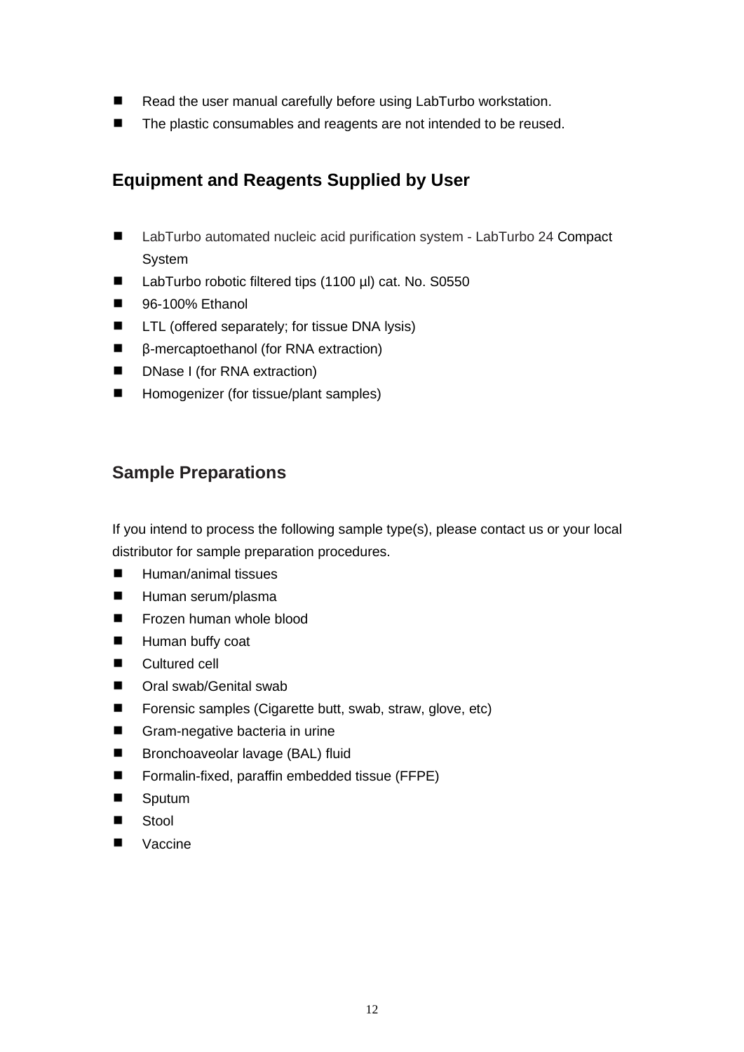- Read the user manual carefully before using LabTurbo workstation.
- The plastic consumables and reagents are not intended to be reused.

## Equipment and Reagents Supplied by User

- LabTurbo automated nucleic acid purification system - LabTurbo 24 Compact System
- LabTurbo robotic filtered tips (1100 µl) cat. No. S0550
- 96-100% Ethanol
- LTL (offered separately; for tissue DNA lysis)
- β-mercaptoethanol (for RNA extraction)
- DNase I (for RNA extraction)
- Homogenizer (for tissue/plant samples)

## Sample Preparations

If you intend to process the following sample type(s), please contact us or your local distributor for sample preparation procedures.

- Human/animal tissues
- Human serum/plasma
- Frozen human whole blood
- Human buffy coat
- Cultured cell
- Oral swab/Genital swab
- Forensic samples (Cigarette butt, swab, straw, glove, etc)
- Gram-negative bacteria in urine
- Bronchoaveolar lavage (BAL) fluid
- Formalin-fixed, paraffin embedded tissue (FFPE)
- Sputum
- Stool
- Vaccine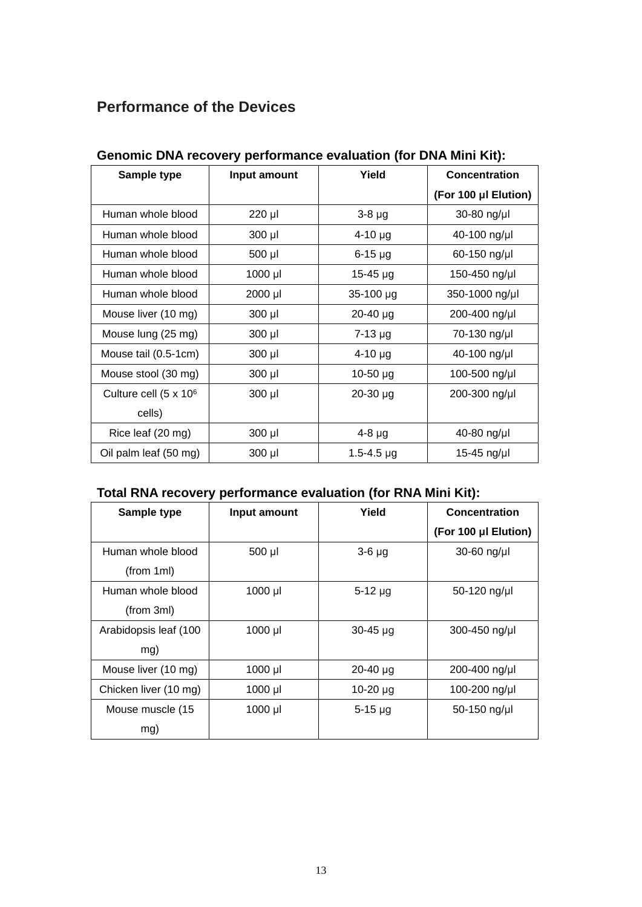## Performance of the Devices

### Genomic DNA recovery performance evaluation (for DNA Mini Kit):

| Sample type | Input amount | Yield | Concentration (For 100 µl Elution) |
|---|---|---|---|
| Human whole blood | 220 µl | 3-8 µg | 30-80 ng/µl |
| Human whole blood | 300 µl | 4-10 µg | 40-100 ng/µl |
| Human whole blood | 500 µl | 6-15 µg | 60-150 ng/µl |
| Human whole blood | 1000 µl | 15-45 µg | 150-450 ng/µl |
| Human whole blood | 2000 µl | 35-100 µg | 350-1000 ng/µl |
| Mouse liver (10 mg) | 300 µl | 20-40 µg | 200-400 ng/µl |
| Mouse lung (25 mg) | 300 µl | 7-13 µg | 70-130 ng/µl |
| Mouse tail (0.5-1cm) | 300 µl | 4-10 µg | 40-100 ng/µl |
| Mouse stool (30 mg) | 300 µl | 10-50 µg | 100-500 ng/µl |
| Culture cell ($5 \times 10^6$ cells) | 300 µl | 20-30 µg | 200-300 ng/µl |
| Rice leaf (20 mg) | 300 µl | 4-8 µg | 40-80 ng/µl |
| Oil palm leaf (50 mg) | 300 µl | 1.5-4.5 µg | 15-45 ng/µl |

### Total RNA recovery performance evaluation (for RNA Mini Kit):

| Sample type | Input amount | Yield | Concentration (For 100 µl Elution) |
|---|---|---|---|
| Human whole blood (from 1ml) | 500 µl | 3-6 µg | 30-60 ng/µl |
| Human whole blood (from 3ml) | 1000 µl | 5-12 µg | 50-120 ng/µl |
| Arabidopsis leaf (100 mg) | 1000 µl | 30-45 µg | 300-450 ng/µl |
| Mouse liver (10 mg) | 1000 µl | 20-40 µg | 200-400 ng/µl |
| Chicken liver (10 mg) | 1000 µl | 10-20 µg | 100-200 ng/µl |
| Mouse muscle (15 mg) | 1000 µl | 5-15 µg | 50-150 ng/µl |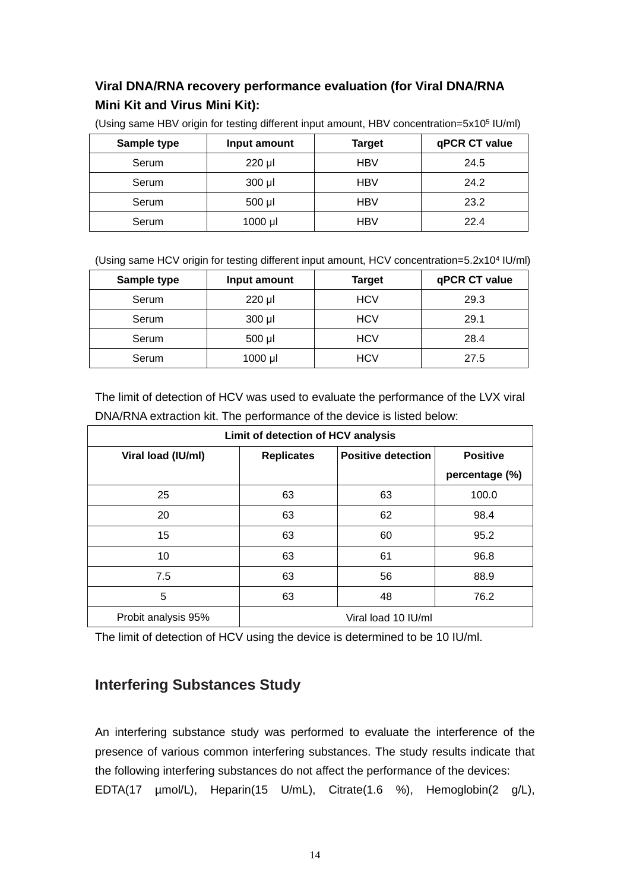### Viral DNA/RNA recovery performance evaluation (for Viral DNA/RNA Mini Kit and Virus Mini Kit):

(Using same HBV origin for testing different input amount, HBV concentration=$5x10^5$ IU/ml)

| Sample type | Input amount | Target | qPCR CT value |
|---|---|---|---|
| Serum | 220 µl | HBV | 24.5 |
| Serum | 300 µl | HBV | 24.2 |
| Serum | 500 µl | HBV | 23.2 |
| Serum | 1000 µl | HBV | 22.4 |

(Using same HCV origin for testing different input amount, HCV concentration=$5.2x10^4$ IU/ml)

| Sample type | Input amount | Target | qPCR CT value |
|---|---|---|---|
| Serum | 220 µl | HCV | 29.3 |
| Serum | 300 µl | HCV | 29.1 |
| Serum | 500 µl | HCV | 28.4 |
| Serum | 1000 µl | HCV | 27.5 |

The limit of detection of HCV was used to evaluate the performance of the LVX viral DNA/RNA extraction kit. The performance of the device is listed below:

| Limit of detection of HCV analysis | | | |
|---|---|---|---|
| **Viral load (IU/ml)** | **Replicates** | **Positive detection** | **Positive percentage (%)** |
| 25 | 63 | 63 | 100.0 |
| 20 | 63 | 62 | 98.4 |
| 15 | 63 | 60 | 95.2 |
| 10 | 63 | 61 | 96.8 |
| 7.5 | 63 | 56 | 88.9 |
| 5 | 63 | 48 | 76.2 |
| Probit analysis 95% | Viral load 10 IU/ml | | |

The limit of detection of HCV using the device is determined to be 10 IU/ml.

## Interfering Substances Study

An interfering substance study was performed to evaluate the interference of the presence of various common interfering substances. The study results indicate that the following interfering substances do not affect the performance of the devices: EDTA(17 µmol/L), Heparin(15 U/mL), Citrate(1.6 %), Hemoglobin(2 g/L),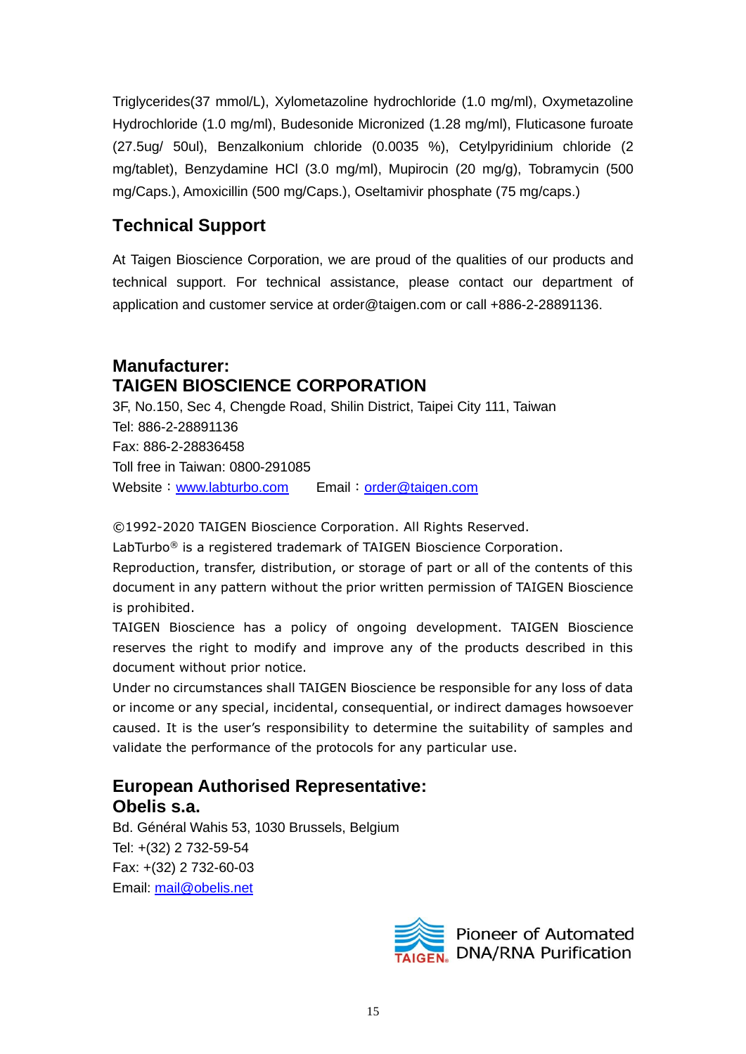Triglycerides(37 mmol/L), Xylometazoline hydrochloride (1.0 mg/ml), Oxymetazoline Hydrochloride (1.0 mg/ml), Budesonide Micronized (1.28 mg/ml), Fluticasone furoate (27.5ug/ 50ul), Benzalkonium chloride (0.0035 %), Cetylpyridinium chloride (2 mg/tablet), Benzydamine HCl (3.0 mg/ml), Mupirocin (20 mg/g), Tobramycin (500 mg/Caps.), Amoxicillin (500 mg/Caps.), Oseltamivir phosphate (75 mg/caps.)

## Technical Support

At Taigen Bioscience Corporation, we are proud of the qualities of our products and technical support. For technical assistance, please contact our department of application and customer service at order@taigen.com or call +886-2-28891136.

## Manufacturer:
## TAIGEN BIOSCIENCE CORPORATION

3F, No.150, Sec 4, Chengde Road, Shilin District, Taipei City 111, Taiwan
Tel: 886-2-28891136
Fax: 886-2-28836458
Toll free in Taiwan: 0800-291085
Website：www.labturbo.com Email：order@taigen.com

©1992-2020 TAIGEN Bioscience Corporation. All Rights Reserved.
LabTurbo® is a registered trademark of TAIGEN Bioscience Corporation.
Reproduction, transfer, distribution, or storage of part or all of the contents of this document in any pattern without the prior written permission of TAIGEN Bioscience is prohibited.
TAIGEN Bioscience has a policy of ongoing development. TAIGEN Bioscience reserves the right to modify and improve any of the products described in this document without prior notice.
Under no circumstances shall TAIGEN Bioscience be responsible for any loss of data or income or any special, incidental, consequential, or indirect damages howsoever caused. It is the user's responsibility to determine the suitability of samples and validate the performance of the protocols for any particular use.

## European Authorised Representative:
## Obelis s.a.

Bd. Général Wahis 53, 1030 Brussels, Belgium
Tel: +(32) 2 732-59-54
Fax: +(32) 2 732-60-03
Email: mail@obelis.net

TAIGEN Pioneer of Automated DNA/RNA Purification